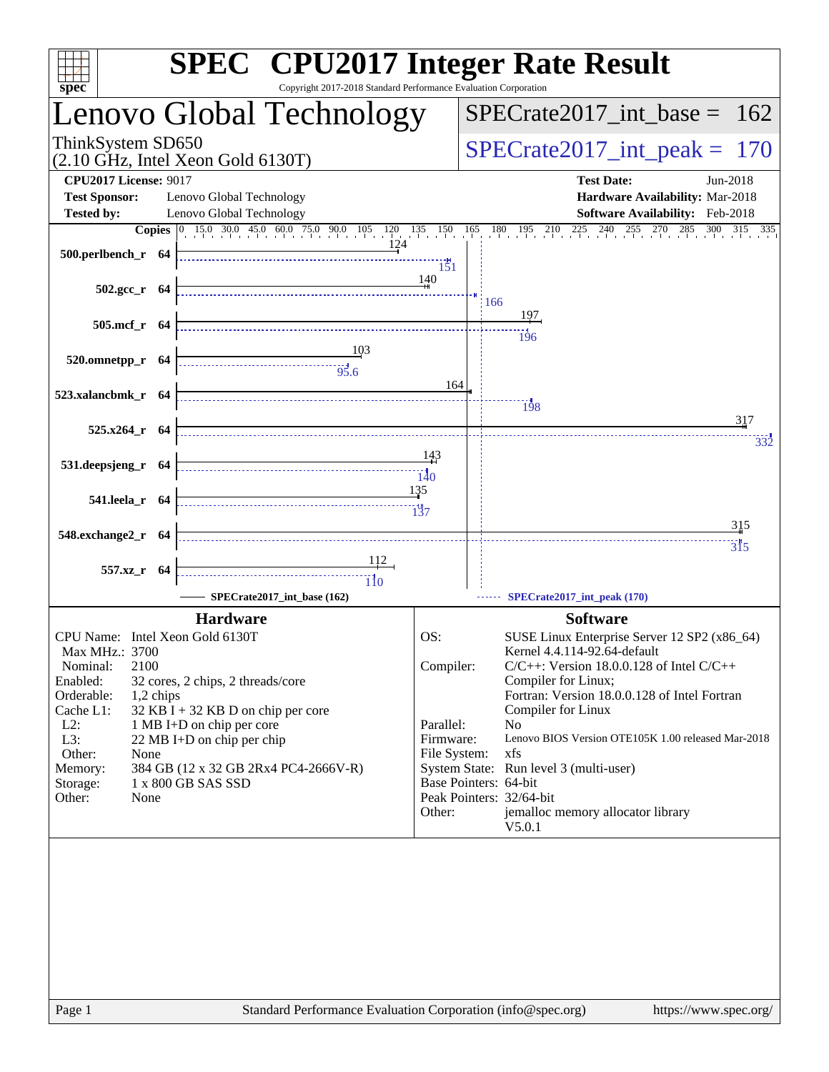# SPEC CPU2017 Integer Rate Result

Copyright 2017-2018 Standard Performance Evaluation Corporation

## Lenovo Global Technology

ThinkSystem SD650
(2.10 GHz, Intel Xeon Gold 6130T)

SPECrate2017_int_base = 162

SPECrate2017_int_peak = 170

**CPU2017 License:** 9017
**Test Sponsor:** Lenovo Global Technology
**Tested by:** Lenovo Global Technology

**Test Date:** Jun-2018
**Hardware Availability:** Mar-2018
**Software Availability:** Feb-2018

| Benchmark | Copies | Base | Peak |
|---|---|---|---|
| 500.perlbench_r | 64 | 124 | 151 |
| 502.gcc_r | 64 | 140 | 166 |
| 505.mcf_r | 64 | 197 | 196 |
| 520.omnetpp_r | 64 | 103 | 95.6 |
| 523.xalancbmk_r | 64 | 164 | 198 |
| 525.x264_r | 64 | 317 | 332 |
| 531.deepsjeng_r | 64 | 143 | 140 |
| 541.leela_r | 64 | 135 | 137 |
| 548.exchange2_r | 64 | 315 | 315 |
| 557.xz_r | 64 | 112 | 110 |

SPECrate2017_int_base (162) SPECrate2017_int_peak (170)

### Hardware

CPU Name: Intel Xeon Gold 6130T
Max MHz.: 3700
Nominal: 2100
Enabled: 32 cores, 2 chips, 2 threads/core
Orderable: 1,2 chips
Cache L1: 32 KB I + 32 KB D on chip per core
L2: 1 MB I+D on chip per core
L3: 22 MB I+D on chip per chip
Other: None
Memory: 384 GB (12 x 32 GB 2Rx4 PC4-2666V-R)
Storage: 1 x 800 GB SAS SSD
Other: None

### Software

OS: SUSE Linux Enterprise Server 12 SP2 (x86_64) Kernel 4.4.114-92.64-default
Compiler: C/C++: Version 18.0.0.128 of Intel C/C++ Compiler for Linux; Fortran: Version 18.0.0.128 of Intel Fortran Compiler for Linux
Parallel: No
Firmware: Lenovo BIOS Version OTE105K 1.00 released Mar-2018
File System: xfs
System State: Run level 3 (multi-user)
Base Pointers: 64-bit
Peak Pointers: 32/64-bit
Other: jemalloc memory allocator library V5.0.1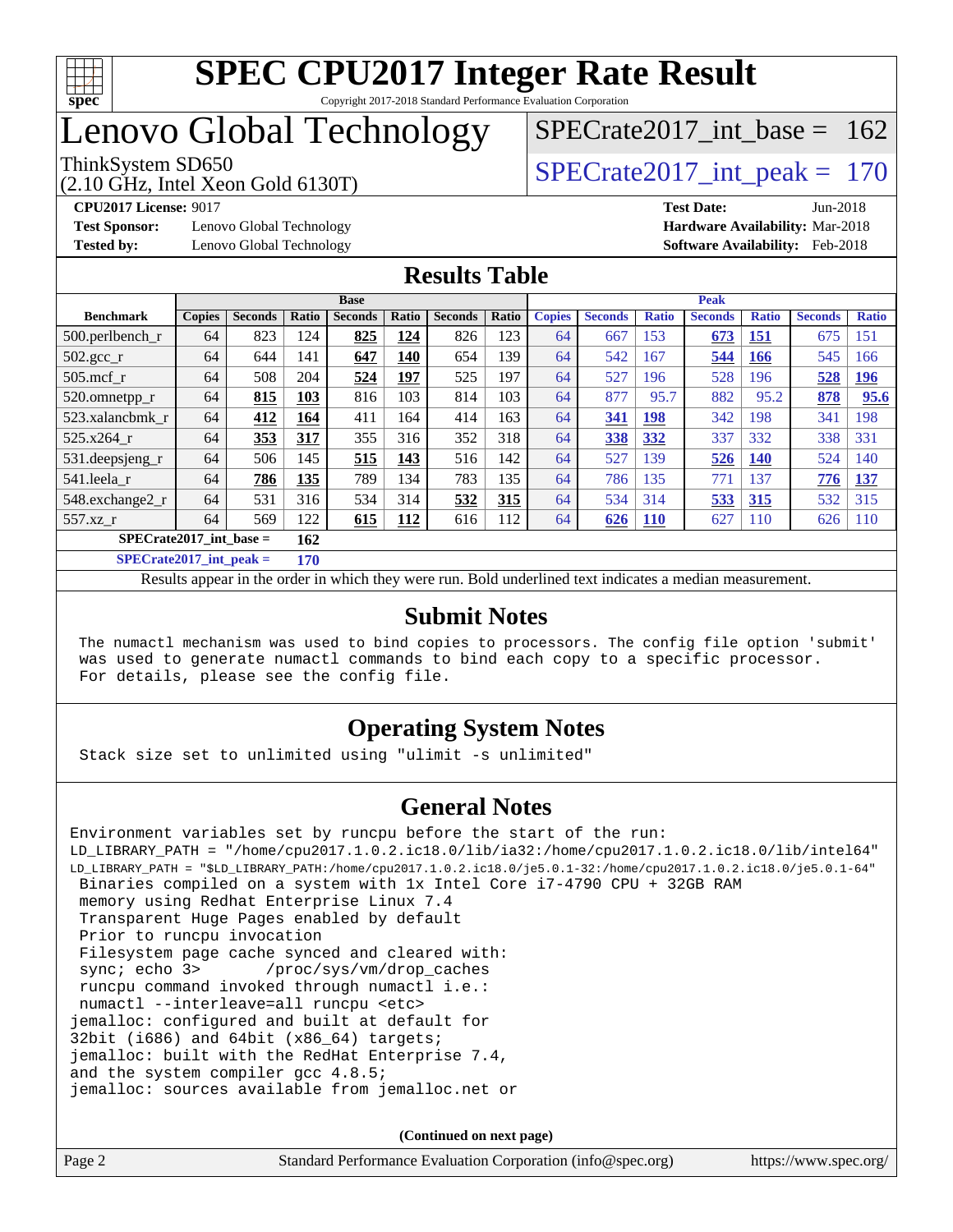# SPEC CPU2017 Integer Rate Result

Copyright 2017-2018 Standard Performance Evaluation Corporation

# Lenovo Global Technology

ThinkSystem SD650
(2.10 GHz, Intel Xeon Gold 6130T)

SPECrate2017_int_base = 162

SPECrate2017_int_peak = 170

**CPU2017 License:** 9017
**Test Sponsor:** Lenovo Global Technology
**Tested by:** Lenovo Global Technology

**Test Date:** Jun-2018
**Hardware Availability:** Mar-2018
**Software Availability:** Feb-2018

## Results Table

| | Base | | | | | | | Peak | | | | | | |
|---|---|---|---|---|---|---|---|---|---|---|---|---|---|---|
| **Benchmark** | **Copies** | **Seconds** | **Ratio** | **Seconds** | **Ratio** | **Seconds** | **Ratio** | **Copies** | **Seconds** | **Ratio** | **Seconds** | **Ratio** | **Seconds** | **Ratio** |
| 500.perlbench_r | 64 | 823 | 124 | **825** | **124** | 826 | 123 | 64 | 667 | 153 | **673** | **151** | 675 | 151 |
| 502.gcc_r | 64 | 644 | 141 | **647** | **140** | 654 | 139 | 64 | 542 | 167 | **544** | **166** | 545 | 166 |
| 505.mcf_r | 64 | 508 | 204 | **524** | **197** | 525 | 197 | 64 | 527 | 196 | 528 | 196 | **528** | **196** |
| 520.omnetpp_r | 64 | **815** | **103** | 816 | 103 | 814 | 103 | 64 | 877 | 95.7 | 882 | 95.2 | **878** | **95.6** |
| 523.xalancbmk_r | 64 | **412** | **164** | 411 | 164 | 414 | 163 | 64 | **341** | **198** | 342 | 198 | 341 | 198 |
| 525.x264_r | 64 | **353** | **317** | 355 | 316 | 352 | 318 | 64 | **338** | **332** | 337 | 332 | 338 | 331 |
| 531.deepsjeng_r | 64 | 506 | 145 | **515** | **143** | 516 | 142 | 64 | 527 | 139 | **526** | **140** | 524 | 140 |
| 541.leela_r | 64 | **786** | **135** | 789 | 134 | 783 | 135 | 64 | 786 | 135 | 771 | 137 | **776** | **137** |
| 548.exchange2_r | 64 | 531 | 316 | 534 | 314 | **532** | **315** | 64 | 534 | 314 | **533** | **315** | 532 | 315 |
| 557.xz_r | 64 | 569 | 122 | **615** | **112** | 616 | 112 | 64 | **626** | **110** | 627 | 110 | 626 | 110 |
| **SPECrate2017_int_base =** | | **162** | | | | | | | | | | | | |
| **SPECrate2017_int_peak =** | | **170** | | | | | | | | | | | | |

Results appear in the order in which they were run. Bold underlined text indicates a median measurement.

## Submit Notes

```
The numactl mechanism was used to bind copies to processors. The config file option 'submit'
was used to generate numactl commands to bind each copy to a specific processor.
For details, please see the config file.
```

## Operating System Notes

```
Stack size set to unlimited using "ulimit -s unlimited"
```

## General Notes

```
Environment variables set by runcpu before the start of the run:
LD_LIBRARY_PATH = "/home/cpu2017.1.0.2.ic18.0/lib/ia32:/home/cpu2017.1.0.2.ic18.0/lib/intel64"
LD_LIBRARY_PATH = "$LD_LIBRARY_PATH:/home/cpu2017.1.0.2.ic18.0/je5.0.1-32:/home/cpu2017.1.0.2.ic18.0/je5.0.1-64"
 Binaries compiled on a system with 1x Intel Core i7-4790 CPU + 32GB RAM
 memory using Redhat Enterprise Linux 7.4
 Transparent Huge Pages enabled by default
 Prior to runcpu invocation
 Filesystem page cache synced and cleared with:
 sync; echo 3>       /proc/sys/vm/drop_caches
 runcpu command invoked through numactl i.e.:
 numactl --interleave=all runcpu <etc>
jemalloc: configured and built at default for
32bit (i686) and 64bit (x86_64) targets;
jemalloc: built with the RedHat Enterprise 7.4,
and the system compiler gcc 4.8.5;
jemalloc: sources available from jemalloc.net or
```

(Continued on next page)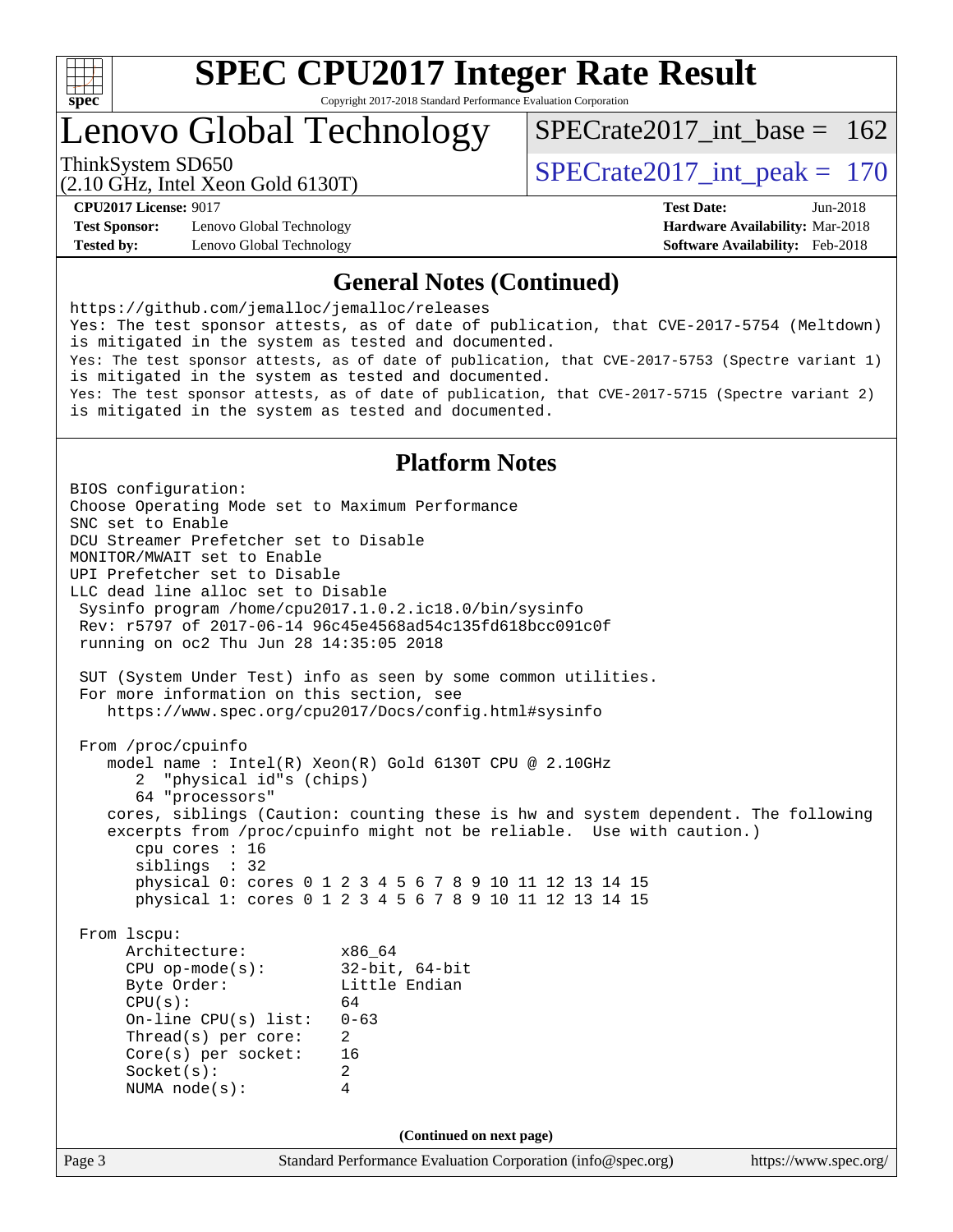# SPEC CPU2017 Integer Rate Result

Copyright 2017-2018 Standard Performance Evaluation Corporation

# Lenovo Global Technology

ThinkSystem SD650
(2.10 GHz, Intel Xeon Gold 6130T)

SPECrate2017_int_base = 162

SPECrate2017_int_peak = 170

**CPU2017 License:** 9017
**Test Sponsor:** Lenovo Global Technology
**Tested by:** Lenovo Global Technology

**Test Date:** Jun-2018
**Hardware Availability:** Mar-2018
**Software Availability:** Feb-2018

## General Notes (Continued)

```
https://github.com/jemalloc/jemalloc/releases
Yes: The test sponsor attests, as of date of publication, that CVE-2017-5754 (Meltdown)
is mitigated in the system as tested and documented.
Yes: The test sponsor attests, as of date of publication, that CVE-2017-5753 (Spectre variant 1)
is mitigated in the system as tested and documented.
Yes: The test sponsor attests, as of date of publication, that CVE-2017-5715 (Spectre variant 2)
is mitigated in the system as tested and documented.
```

## Platform Notes

```
BIOS configuration:
Choose Operating Mode set to Maximum Performance
SNC set to Enable
DCU Streamer Prefetcher set to Disable
MONITOR/MWAIT set to Enable
UPI Prefetcher set to Disable
LLC dead line alloc set to Disable
 Sysinfo program /home/cpu2017.1.0.2.ic18.0/bin/sysinfo
 Rev: r5797 of 2017-06-14 96c45e4568ad54c135fd618bcc091c0f
 running on oc2 Thu Jun 28 14:35:05 2018

 SUT (System Under Test) info as seen by some common utilities.
 For more information on this section, see
    https://www.spec.org/cpu2017/Docs/config.html#sysinfo

 From /proc/cpuinfo
    model name : Intel(R) Xeon(R) Gold 6130T CPU @ 2.10GHz
       2  "physical id"s (chips)
       64 "processors"
    cores, siblings (Caution: counting these is hw and system dependent. The following
    excerpts from /proc/cpuinfo might not be reliable.  Use with caution.)
       cpu cores : 16
       siblings  : 32
       physical 0: cores 0 1 2 3 4 5 6 7 8 9 10 11 12 13 14 15
       physical 1: cores 0 1 2 3 4 5 6 7 8 9 10 11 12 13 14 15

 From lscpu:
      Architecture:          x86_64
      CPU op-mode(s):        32-bit, 64-bit
      Byte Order:            Little Endian
      CPU(s):                64
      On-line CPU(s) list:   0-63
      Thread(s) per core:    2
      Core(s) per socket:    16
      Socket(s):             2
      NUMA node(s):          4
```

**(Continued on next page)**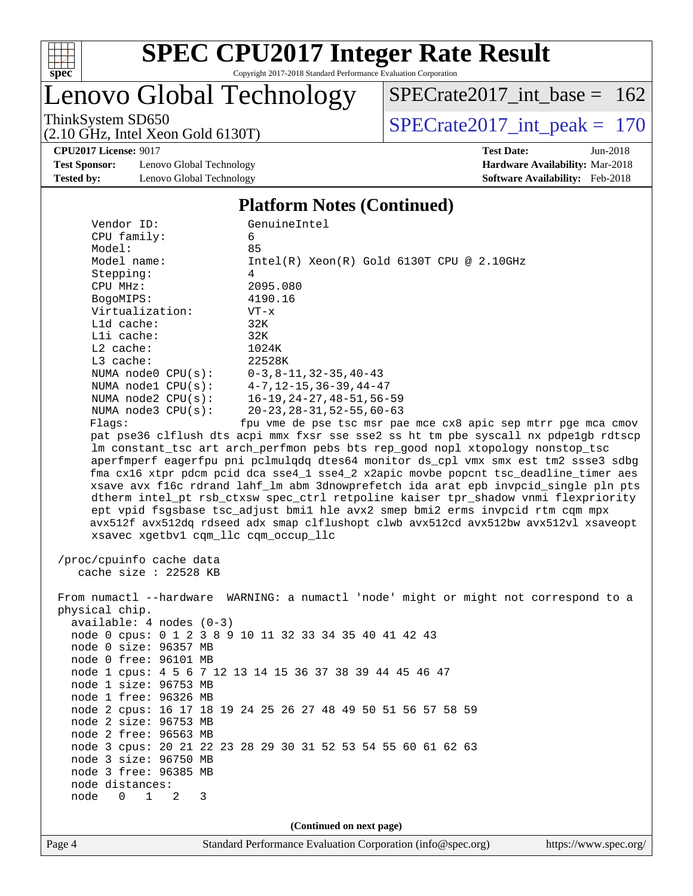## Platform Notes (Continued)

```
      Vendor ID:             GenuineIntel
      CPU family:            6
      Model:                 85
      Model name:            Intel(R) Xeon(R) Gold 6130T CPU @ 2.10GHz
      Stepping:              4
      CPU MHz:               2095.080
      BogoMIPS:              4190.16
      Virtualization:        VT-x
      L1d cache:             32K
      L1i cache:             32K
      L2 cache:              1024K
      L3 cache:              22528K
      NUMA node0 CPU(s):     0-3,8-11,32-35,40-43
      NUMA node1 CPU(s):     4-7,12-15,36-39,44-47
      NUMA node2 CPU(s):     16-19,24-27,48-51,56-59
      NUMA node3 CPU(s):     20-23,28-31,52-55,60-63
      Flags:                 fpu vme de pse tsc msr pae mce cx8 apic sep mtrr pge mca cmov
      pat pse36 clflush dts acpi mmx fxsr sse sse2 ss ht tm pbe syscall nx pdpe1gb rdtscp
      lm constant_tsc art arch_perfmon pebs bts rep_good nopl xtopology nonstop_tsc
      aperfmperf eagerfpu pni pclmulqdq dtes64 monitor ds_cpl vmx smx est tm2 ssse3 sdbg
      fma cx16 xtpr pdcm pcid dca sse4_1 sse4_2 x2apic movbe popcnt tsc_deadline_timer aes
      xsave avx f16c rdrand lahf_lm abm 3dnowprefetch ida arat epb invpcid_single pln pts
      dtherm intel_pt rsb_ctxsw spec_ctrl retpoline kaiser tpr_shadow vnmi flexpriority
      ept vpid fsgsbase tsc_adjust bmi1 hle avx2 smep bmi2 erms invpcid rtm cqm mpx
      avx512f avx512dq rdseed adx smap clflushopt clwb avx512cd avx512bw avx512vl xsaveopt
      xsavec xgetbv1 cqm_llc cqm_occup_llc

 /proc/cpuinfo cache data
    cache size : 22528 KB

 From numactl --hardware  WARNING: a numactl 'node' might or might not correspond to a
 physical chip.
   available: 4 nodes (0-3)
   node 0 cpus: 0 1 2 3 8 9 10 11 32 33 34 35 40 41 42 43
   node 0 size: 96357 MB
   node 0 free: 96101 MB
   node 1 cpus: 4 5 6 7 12 13 14 15 36 37 38 39 44 45 46 47
   node 1 size: 96753 MB
   node 1 free: 96326 MB
   node 2 cpus: 16 17 18 19 24 25 26 27 48 49 50 51 56 57 58 59
   node 2 size: 96753 MB
   node 2 free: 96563 MB
   node 3 cpus: 20 21 22 23 28 29 30 31 52 53 54 55 60 61 62 63
   node 3 size: 96750 MB
   node 3 free: 96385 MB
   node distances:
   node   0   1   2   3
```

(Continued on next page)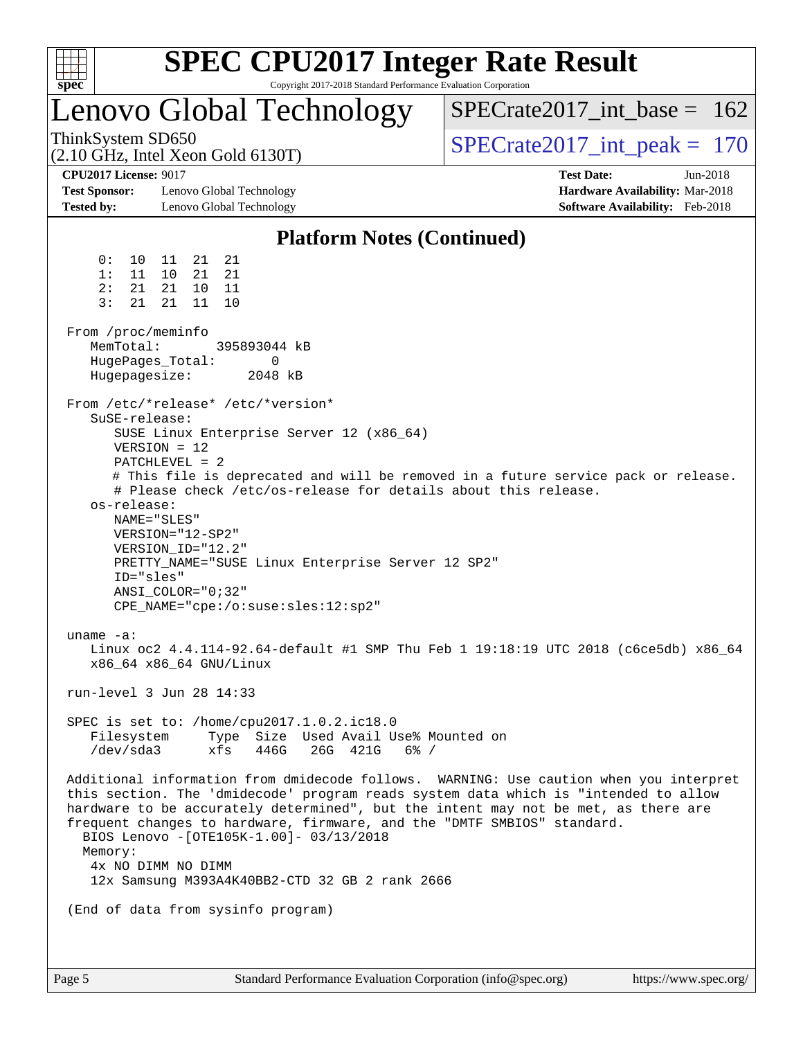# SPEC CPU2017 Integer Rate Result

Copyright 2017-2018 Standard Performance Evaluation Corporation

## Lenovo Global Technology

ThinkSystem SD650
(2.10 GHz, Intel Xeon Gold 6130T)

SPECrate2017_int_base = 162

SPECrate2017_int_peak = 170

**CPU2017 License:** 9017
**Test Sponsor:** Lenovo Global Technology
**Tested by:** Lenovo Global Technology

**Test Date:** Jun-2018
**Hardware Availability:** Mar-2018
**Software Availability:** Feb-2018

### Platform Notes (Continued)

```
     0:  10  11  21  21
     1:  11  10  21  21
     2:  21  21  10  11
     3:  21  21  11  10

 From /proc/meminfo
    MemTotal:       395893044 kB
    HugePages_Total:       0
    Hugepagesize:       2048 kB

 From /etc/*release* /etc/*version*
    SuSE-release:
       SUSE Linux Enterprise Server 12 (x86_64)
       VERSION = 12
       PATCHLEVEL = 2
       # This file is deprecated and will be removed in a future service pack or release.
       # Please check /etc/os-release for details about this release.
    os-release:
       NAME="SLES"
       VERSION="12-SP2"
       VERSION_ID="12.2"
       PRETTY_NAME="SUSE Linux Enterprise Server 12 SP2"
       ID="sles"
       ANSI_COLOR="0;32"
       CPE_NAME="cpe:/o:suse:sles:12:sp2"

 uname -a:
    Linux oc2 4.4.114-92.64-default #1 SMP Thu Feb 1 19:18:19 UTC 2018 (c6ce5db) x86_64
    x86_64 x86_64 GNU/Linux

 run-level 3 Jun 28 14:33

 SPEC is set to: /home/cpu2017.1.0.2.ic18.0
    Filesystem     Type  Size  Used Avail Use% Mounted on
    /dev/sda3      xfs   446G   26G  421G   6% /

 Additional information from dmidecode follows.  WARNING: Use caution when you interpret
 this section. The 'dmidecode' program reads system data which is "intended to allow
 hardware to be accurately determined", but the intent may not be met, as there are
 frequent changes to hardware, firmware, and the "DMTF SMBIOS" standard.
   BIOS Lenovo -[OTE105K-1.00]- 03/13/2018
   Memory:
    4x NO DIMM NO DIMM
    12x Samsung M393A4K40BB2-CTD 32 GB 2 rank 2666

 (End of data from sysinfo program)
```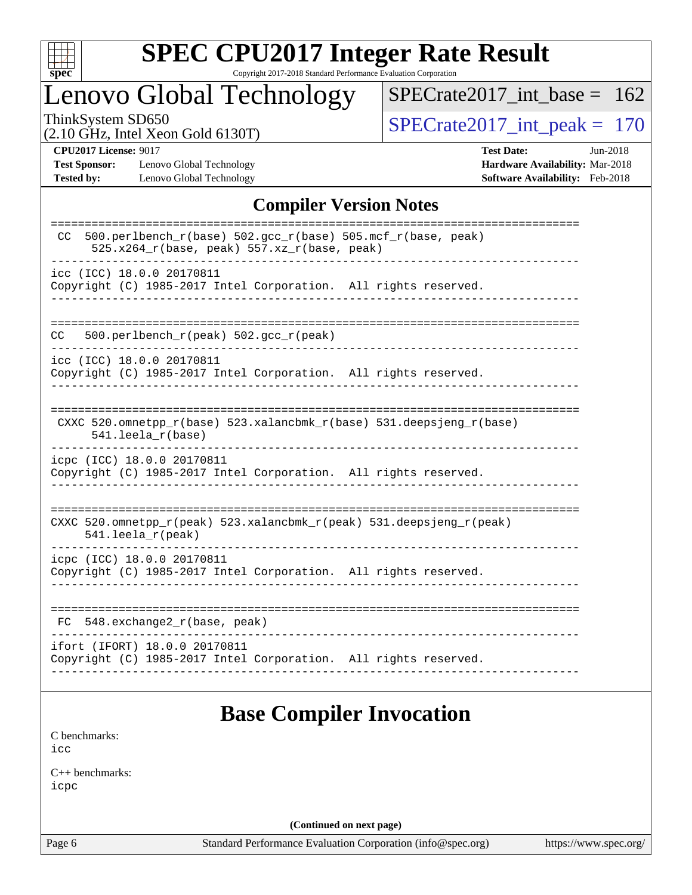## Compiler Version Notes

```
==============================================================================
 CC  500.perlbench_r(base) 502.gcc_r(base) 505.mcf_r(base, peak)
      525.x264_r(base, peak) 557.xz_r(base, peak)
------------------------------------------------------------------------------
icc (ICC) 18.0.0 20170811
Copyright (C) 1985-2017 Intel Corporation.  All rights reserved.
------------------------------------------------------------------------------

==============================================================================
CC   500.perlbench_r(peak) 502.gcc_r(peak)
------------------------------------------------------------------------------
icc (ICC) 18.0.0 20170811
Copyright (C) 1985-2017 Intel Corporation.  All rights reserved.
------------------------------------------------------------------------------

==============================================================================
 CXXC 520.omnetpp_r(base) 523.xalancbmk_r(base) 531.deepsjeng_r(base)
      541.leela_r(base)
------------------------------------------------------------------------------
icpc (ICC) 18.0.0 20170811
Copyright (C) 1985-2017 Intel Corporation.  All rights reserved.
------------------------------------------------------------------------------

==============================================================================
CXXC 520.omnetpp_r(peak) 523.xalancbmk_r(peak) 531.deepsjeng_r(peak)
     541.leela_r(peak)
------------------------------------------------------------------------------
icpc (ICC) 18.0.0 20170811
Copyright (C) 1985-2017 Intel Corporation.  All rights reserved.
------------------------------------------------------------------------------

==============================================================================
 FC  548.exchange2_r(base, peak)
------------------------------------------------------------------------------
ifort (IFORT) 18.0.0 20170811
Copyright (C) 1985-2017 Intel Corporation.  All rights reserved.
------------------------------------------------------------------------------
```

## Base Compiler Invocation

C benchmarks:
icc

C++ benchmarks:
icpc

**(Continued on next page)**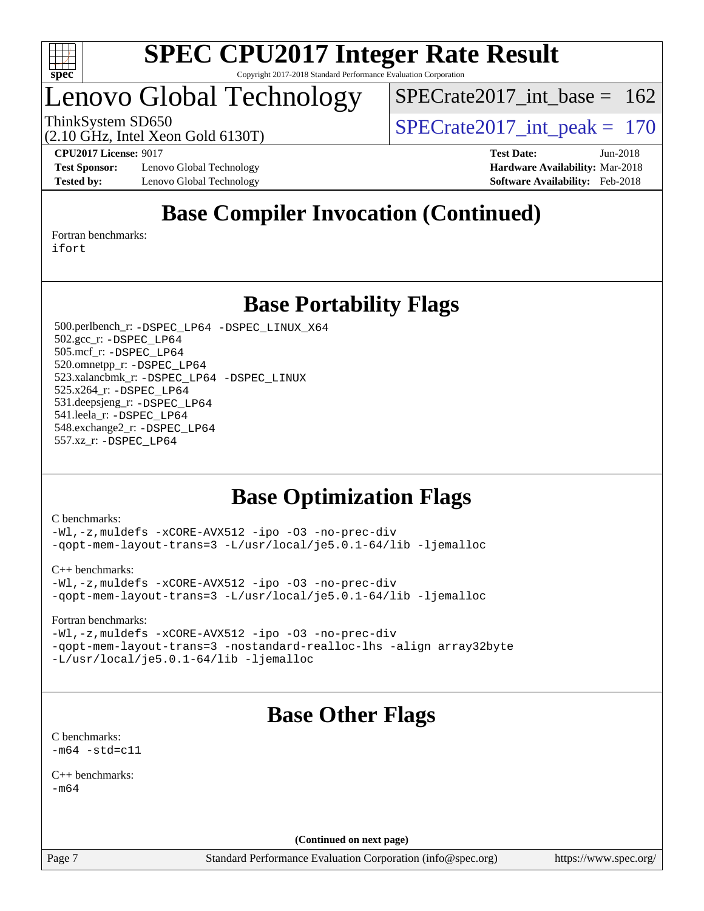# Lenovo Global Technology

ThinkSystem SD650
(2.10 GHz, Intel Xeon Gold 6130T)

SPECrate2017_int_base = 162

SPECrate2017_int_peak = 170

**CPU2017 License:** 9017
**Test Sponsor:** Lenovo Global Technology
**Tested by:** Lenovo Global Technology

**Test Date:** Jun-2018
**Hardware Availability:** Mar-2018
**Software Availability:** Feb-2018

## Base Compiler Invocation (Continued)

Fortran benchmarks:
```
ifort
```

## Base Portability Flags

500.perlbench_r: `-DSPEC_LP64 -DSPEC_LINUX_X64`
502.gcc_r: `-DSPEC_LP64`
505.mcf_r: `-DSPEC_LP64`
520.omnetpp_r: `-DSPEC_LP64`
523.xalancbmk_r: `-DSPEC_LP64 -DSPEC_LINUX`
525.x264_r: `-DSPEC_LP64`
531.deepsjeng_r: `-DSPEC_LP64`
541.leela_r: `-DSPEC_LP64`
548.exchange2_r: `-DSPEC_LP64`
557.xz_r: `-DSPEC_LP64`

## Base Optimization Flags

C benchmarks:
```
-Wl,-z,muldefs -xCORE-AVX512 -ipo -O3 -no-prec-div
-qopt-mem-layout-trans=3 -L/usr/local/je5.0.1-64/lib -ljemalloc
```

C++ benchmarks:
```
-Wl,-z,muldefs -xCORE-AVX512 -ipo -O3 -no-prec-div
-qopt-mem-layout-trans=3 -L/usr/local/je5.0.1-64/lib -ljemalloc
```

Fortran benchmarks:
```
-Wl,-z,muldefs -xCORE-AVX512 -ipo -O3 -no-prec-div
-qopt-mem-layout-trans=3 -nostandard-realloc-lhs -align array32byte
-L/usr/local/je5.0.1-64/lib -ljemalloc
```

## Base Other Flags

C benchmarks:
```
-m64 -std=c11
```

C++ benchmarks:
```
-m64
```

**(Continued on next page)**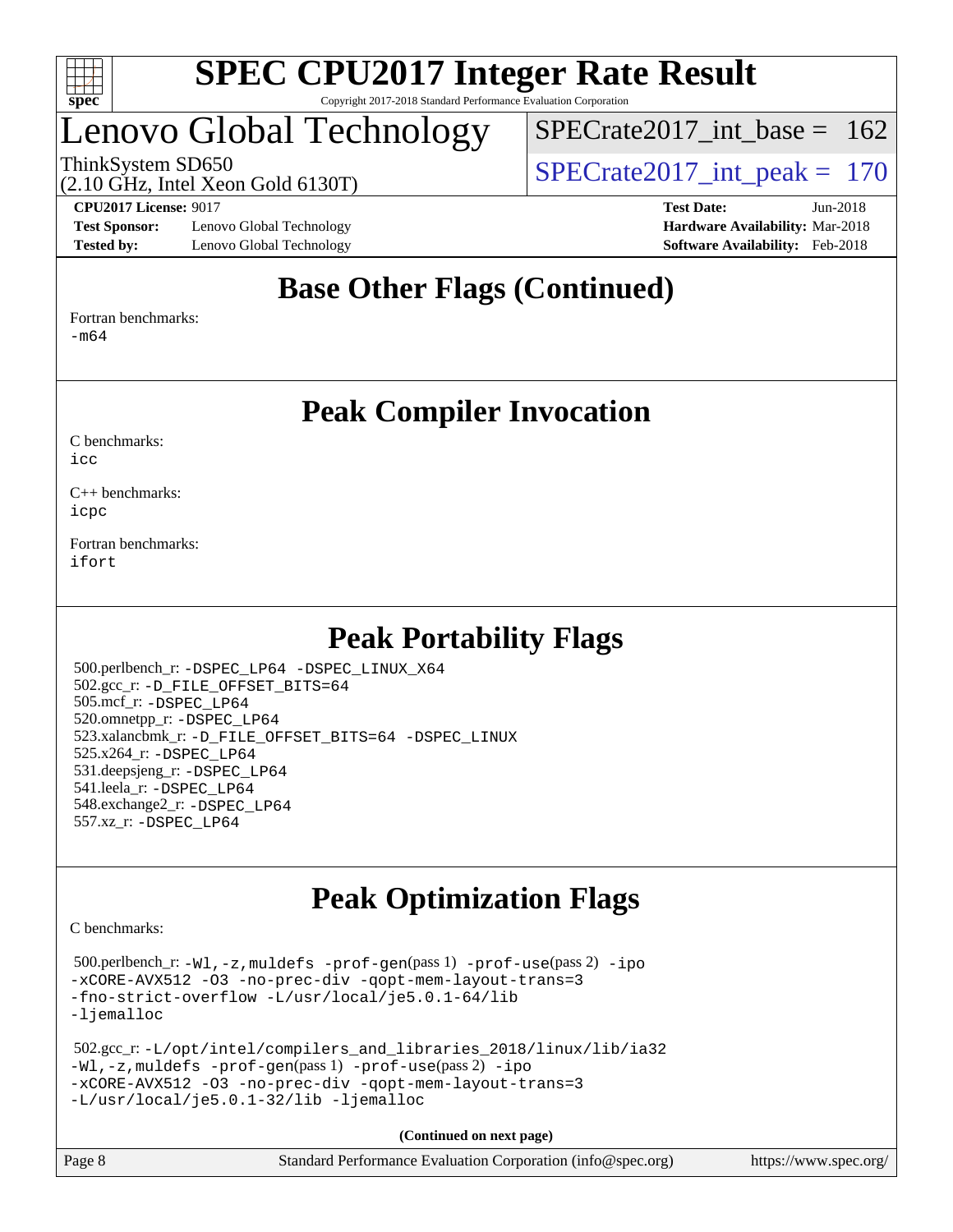# Lenovo Global Technology

ThinkSystem SD650
(2.10 GHz, Intel Xeon Gold 6130T)

SPECrate2017_int_base = 162
SPECrate2017_int_peak = 170

**CPU2017 License:** 9017
**Test Sponsor:** Lenovo Global Technology
**Tested by:** Lenovo Global Technology

**Test Date:** Jun-2018
**Hardware Availability:** Mar-2018
**Software Availability:** Feb-2018

## Base Other Flags (Continued)

Fortran benchmarks:
-m64

## Peak Compiler Invocation

C benchmarks:
icc

C++ benchmarks:
icpc

Fortran benchmarks:
ifort

## Peak Portability Flags

500.perlbench_r: -DSPEC_LP64 -DSPEC_LINUX_X64
502.gcc_r: -D_FILE_OFFSET_BITS=64
505.mcf_r: -DSPEC_LP64
520.omnetpp_r: -DSPEC_LP64
523.xalancbmk_r: -D_FILE_OFFSET_BITS=64 -DSPEC_LINUX
525.x264_r: -DSPEC_LP64
531.deepsjeng_r: -DSPEC_LP64
541.leela_r: -DSPEC_LP64
548.exchange2_r: -DSPEC_LP64
557.xz_r: -DSPEC_LP64

## Peak Optimization Flags

C benchmarks:

500.perlbench_r: -Wl,-z,muldefs -prof-gen(pass 1) -prof-use(pass 2) -ipo -xCORE-AVX512 -O3 -no-prec-div -qopt-mem-layout-trans=3 -fno-strict-overflow -L/usr/local/je5.0.1-64/lib -ljemalloc

502.gcc_r: -L/opt/intel/compilers_and_libraries_2018/linux/lib/ia32 -Wl,-z,muldefs -prof-gen(pass 1) -prof-use(pass 2) -ipo -xCORE-AVX512 -O3 -no-prec-div -qopt-mem-layout-trans=3 -L/usr/local/je5.0.1-32/lib -ljemalloc

**(Continued on next page)**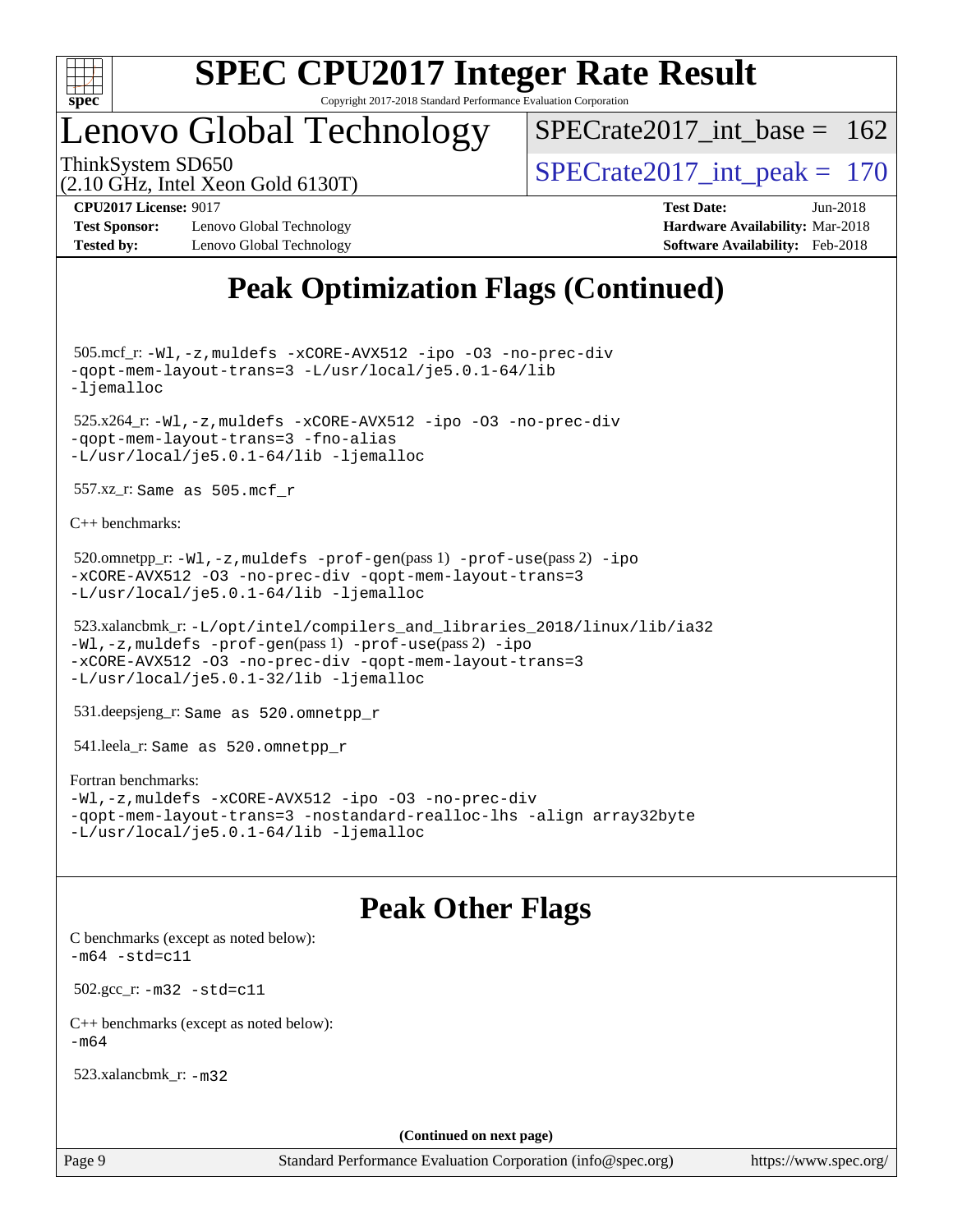# Peak Optimization Flags (Continued)

505.mcf_r: `-Wl,-z,muldefs -xCORE-AVX512 -ipo -O3 -no-prec-div -qopt-mem-layout-trans=3 -L/usr/local/je5.0.1-64/lib -ljemalloc`

525.x264_r: `-Wl,-z,muldefs -xCORE-AVX512 -ipo -O3 -no-prec-div -qopt-mem-layout-trans=3 -fno-alias -L/usr/local/je5.0.1-64/lib -ljemalloc`

557.xz_r: `Same as 505.mcf_r`

C++ benchmarks:

520.omnetpp_r: `-Wl,-z,muldefs -prof-gen`(pass 1) `-prof-use`(pass 2) `-ipo -xCORE-AVX512 -O3 -no-prec-div -qopt-mem-layout-trans=3 -L/usr/local/je5.0.1-64/lib -ljemalloc`

523.xalancbmk_r: `-L/opt/intel/compilers_and_libraries_2018/linux/lib/ia32 -Wl,-z,muldefs -prof-gen`(pass 1) `-prof-use`(pass 2) `-ipo -xCORE-AVX512 -O3 -no-prec-div -qopt-mem-layout-trans=3 -L/usr/local/je5.0.1-32/lib -ljemalloc`

531.deepsjeng_r: `Same as 520.omnetpp_r`

541.leela_r: `Same as 520.omnetpp_r`

Fortran benchmarks:
`-Wl,-z,muldefs -xCORE-AVX512 -ipo -O3 -no-prec-div -qopt-mem-layout-trans=3 -nostandard-realloc-lhs -align array32byte -L/usr/local/je5.0.1-64/lib -ljemalloc`

# Peak Other Flags

C benchmarks (except as noted below):
`-m64 -std=c11`

502.gcc_r: `-m32 -std=c11`

C++ benchmarks (except as noted below):
`-m64`

523.xalancbmk_r: `-m32`

**(Continued on next page)**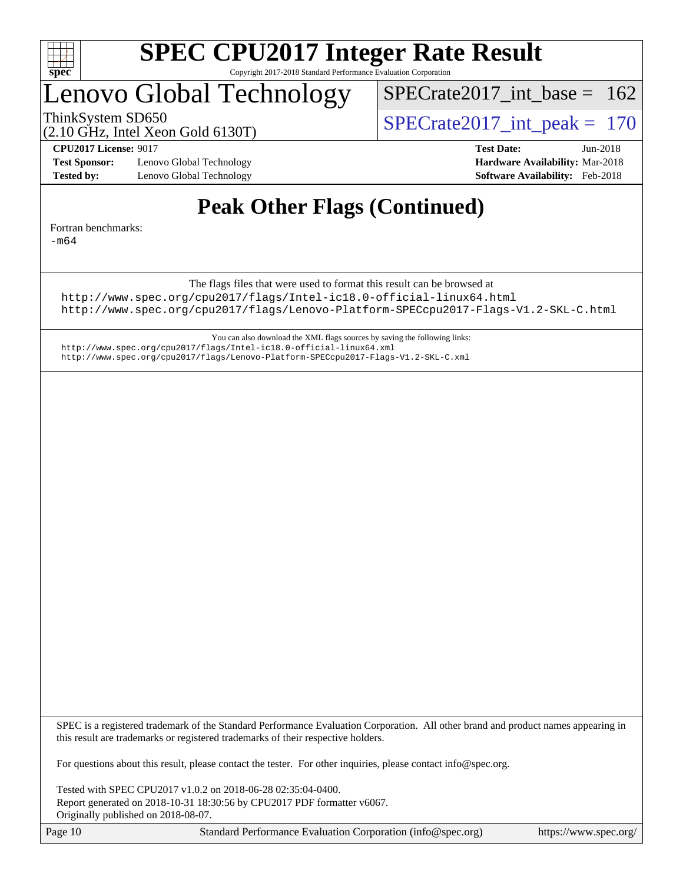## Peak Other Flags (Continued)

Fortran benchmarks:

-m64

The flags files that were used to format this result can be browsed at

http://www.spec.org/cpu2017/flags/Intel-ic18.0-official-linux64.html
http://www.spec.org/cpu2017/flags/Lenovo-Platform-SPECcpu2017-Flags-V1.2-SKL-C.html

You can also download the XML flags sources by saving the following links:

http://www.spec.org/cpu2017/flags/Intel-ic18.0-official-linux64.xml
http://www.spec.org/cpu2017/flags/Lenovo-Platform-SPECcpu2017-Flags-V1.2-SKL-C.xml

SPEC is a registered trademark of the Standard Performance Evaluation Corporation. All other brand and product names appearing in this result are trademarks or registered trademarks of their respective holders.

For questions about this result, please contact the tester. For other inquiries, please contact info@spec.org.

Tested with SPEC CPU2017 v1.0.2 on 2018-06-28 02:35:04-0400.
Report generated on 2018-10-31 18:30:56 by CPU2017 PDF formatter v6067.
Originally published on 2018-08-07.